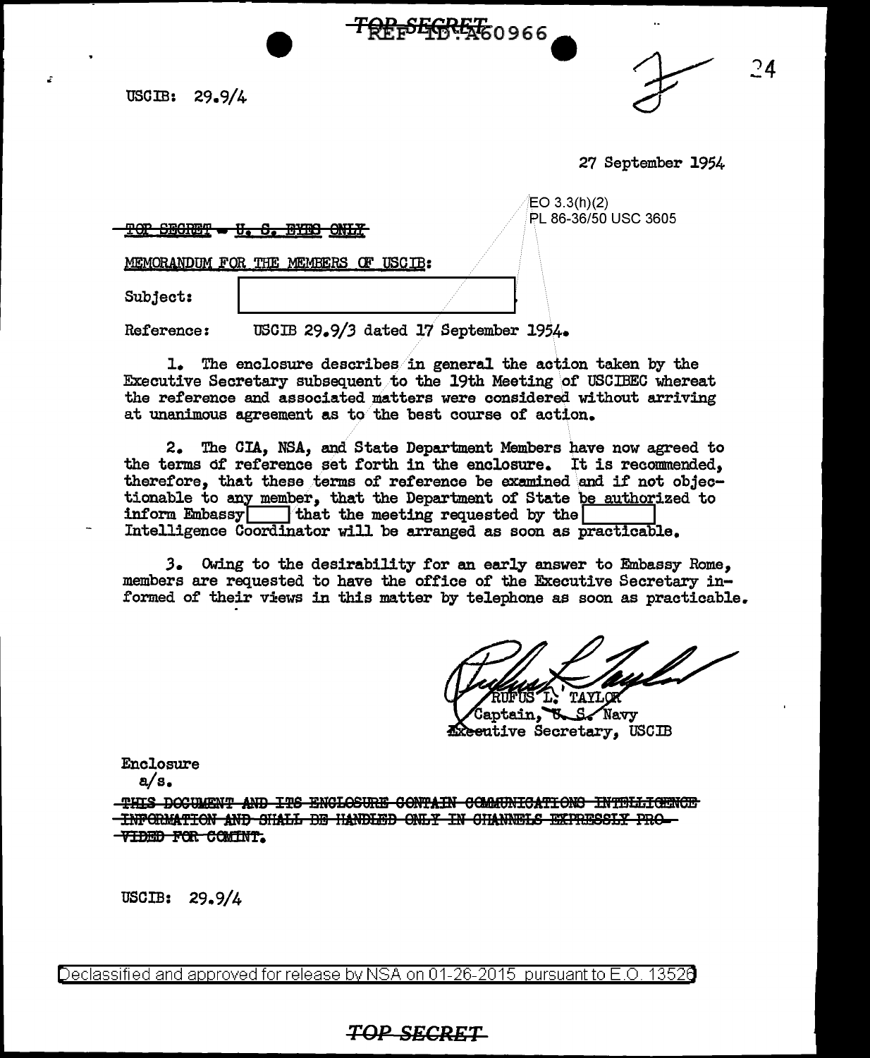TOP SECRET REF ID:A60966

USCIB: 29.9/4

27 September 1954

EO 3.3(h)(2)
PL 86-36/50 USC 3605

~~TOP SECRET - U. S. EYES ONLY~~

MEMORANDUM FOR THE MEMBERS OF USCIB:

Subject: [REDACTED]

Reference: USCIB 29.9/3 dated 17 September 1954.

1. The enclosure describes in general the action taken by the Executive Secretary subsequent to the 19th Meeting of USCIBEC whereat the reference and associated matters were considered without arriving at unanimous agreement as to the best course of action.

2. The CIA, NSA, and State Department Members have now agreed to the terms of reference set forth in the enclosure. It is recommended, therefore, that these terms of reference be examined and if not objectionable to any member, that the Department of State be authorized to inform Embassy [REDACTED] that the meeting requested by the [REDACTED] Intelligence Coordinator will be arranged as soon as practicable.

3. Owing to the desirability for an early answer to Embassy Rome, members are requested to have the office of the Executive Secretary informed of their views in this matter by telephone as soon as practicable.

RUFUS L. TAYLOR
Captain, U. S. Navy
Executive Secretary, USCIB

Enclosure
a/s.

~~THIS DOCUMENT AND ITS ENCLOSURE CONTAIN COMMUNICATIONS INTELLIGENCE INFORMATION AND SHALL BE HANDLED ONLY IN CHANNELS EXPRESSLY PROVIDED FOR COMINT.~~

USCIB: 29.9/4

Declassified and approved for release by NSA on 01-26-2015 pursuant to E.O. 13526

TOP SECRET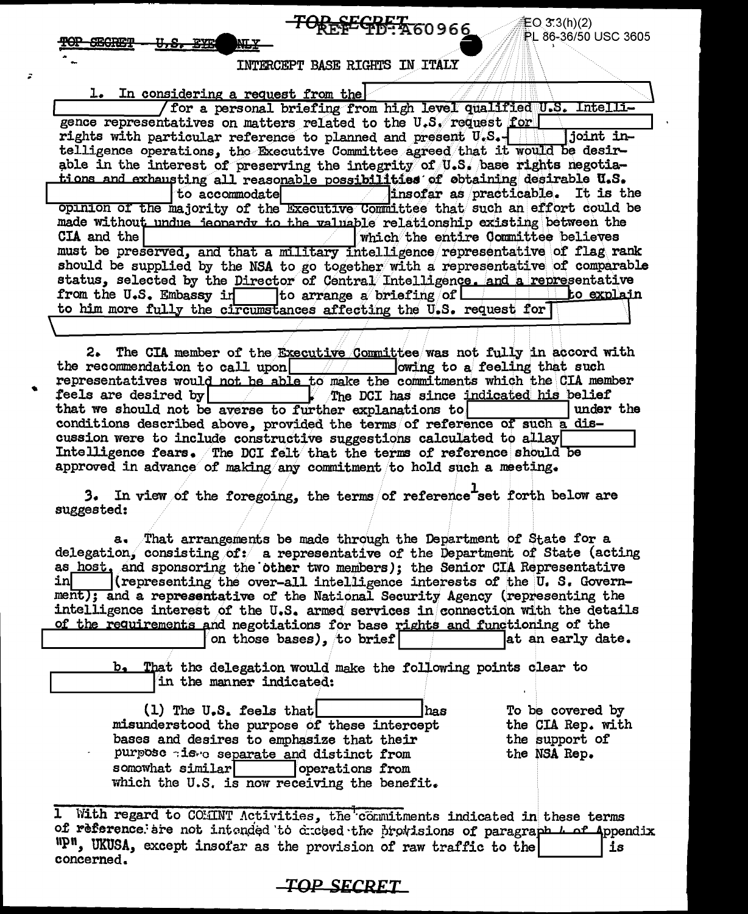TOP SECRET - U.S. EYES ONLY

REF ID: A60966

EO 3.3(h)(2)
PL 86-36/50 USC 3605

## INTERCEPT BASE RIGHTS IN ITALY

1. In considering a request from the [redacted] for a personal briefing from high level qualified U.S. Intelligence representatives on matters related to the U.S. request for [redacted] rights with particular reference to planned and present U.S.-[redacted] joint intelligence operations, the Executive Committee agreed that it would be desirable in the interest of preserving the integrity of U.S. base rights negotiations and exhausting all reasonable possibilities of obtaining desirable U.S. [redacted] to accommodate [redacted] insofar as practicable. It is the opinion of the majority of the Executive Committee that such an effort could be made without undue jeopardy to the valuable relationship existing between the CIA and the [redacted] which the entire Committee believes must be preserved, and that a military intelligence representative of flag rank should be supplied by the NSA to go together with a representative of comparable status, selected by the Director of Central Intelligence, and a representative from the U.S. Embassy in [redacted] to arrange a briefing of [redacted] to explain to him more fully the circumstances affecting the U.S. request for [redacted]

2. The CIA member of the Executive Committee was not fully in accord with the recommendation to call upon [redacted] owing to a feeling that such representatives would not be able to make the commitments which the CIA member feels are desired by [redacted]. The DCI has since indicated his belief that we should not be averse to further explanations to [redacted] under the conditions described above, provided the terms of reference of such a discussion were to include constructive suggestions calculated to allay [redacted] Intelligence fears. The DCI felt that the terms of reference should be approved in advance of making any commitment to hold such a meeting.

3. In view of the foregoing, the terms of reference[1] set forth below are suggested:

a. That arrangements be made through the Department of State for a delegation, consisting of: a representative of the Department of State (acting as host, and sponsoring the other two members); the Senior CIA Representative in [redacted] (representing the over-all intelligence interests of the U. S. Government); and a representative of the National Security Agency (representing the intelligence interest of the U.S. armed services in connection with the details of the requirements and negotiations for base rights and functioning of the [redacted] on those bases), to brief [redacted] at an early date.

b. That the delegation would make the following points clear to [redacted] in the manner indicated:

| | |
|---|---|
| (1) The U.S. feels that [redacted] has misunderstood the purpose of these intercept bases and desires to emphasize that their purpose is to separate and distinct from somewhat similar [redacted] operations from which the U.S. is now receiving the benefit. | To be covered by the CIA Rep. with the support of the NSA Rep. |

---

1 With regard to COMINT Activities, the commitments indicated in these terms of reference are not intended to exceed the provisions of paragraph 4 of Appendix "P", UKUSA, except insofar as the provision of raw traffic to the [redacted] is concerned.

TOP SECRET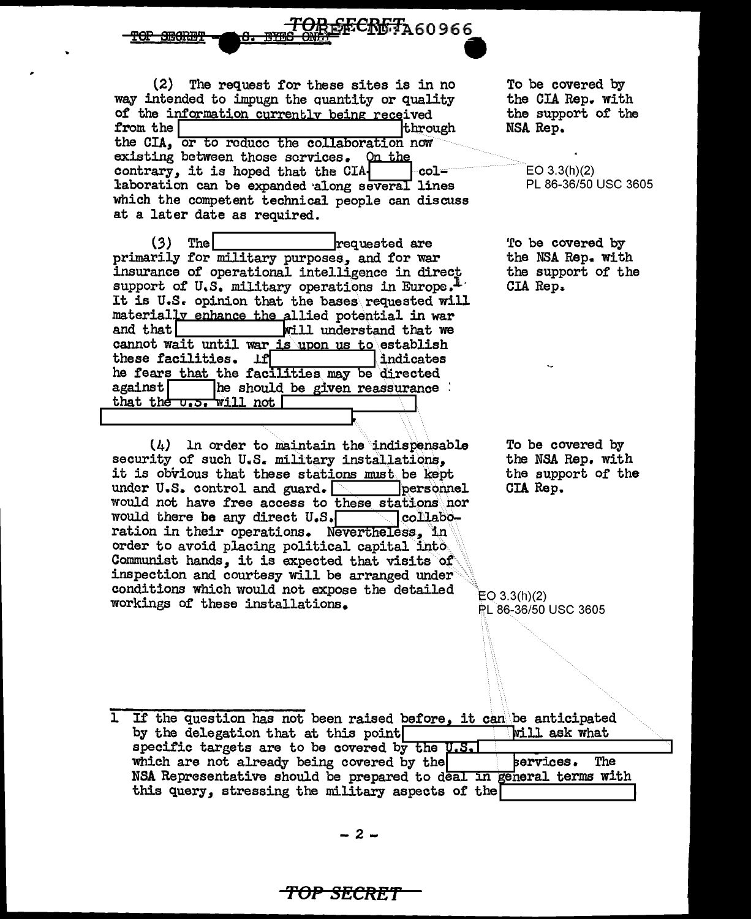(2) The request for these sites is in no way intended to impugn the quantity or quality of the information currently being received from the [redacted] through the CIA, or to reduce the collaboration now existing between those services. On the contrary, it is hoped that the CIA [redacted] collaboration can be expanded along several lines which the competent technical people can discuss at a later date as required.

To be covered by the CIA Rep. with the support of the NSA Rep.

EO 3.3(h)(2)
PL 86-36/50 USC 3605

(3) The [redacted] requested are primarily for military purposes, and for war insurance of operational intelligence in direct support of U.S. military operations in Europe.[1] It is U.S. opinion that the bases requested will materially enhance the allied potential in war and that [redacted] will understand that we cannot wait until war is upon us to establish these facilities. If [redacted] indicates he fears that the facilities may be directed against [redacted] he should be given reassurance that the U.S. will not [redacted]

To be covered by the NSA Rep. with the support of the CIA Rep.

(4) In order to maintain the indispensable security of such U.S. military installations, it is obvious that these stations must be kept under U.S. control and guard. [redacted] personnel would not have free access to these stations nor would there be any direct U.S. [redacted] collaboration in their operations. Nevertheless, in order to avoid placing political capital into Communist hands, it is expected that visits of inspection and courtesy will be arranged under conditions which would not expose the detailed workings of these installations.

To be covered by the NSA Rep. with the support of the CIA Rep.

EO 3.3(h)(2)
PL 86-36/50 USC 3605

[1] If the question has not been raised before, it can be anticipated by the delegation that at this point [redacted] will ask what specific targets are to be covered by the U.S. [redacted] which are not already being covered by the [redacted] services. The NSA Representative should be prepared to deal in general terms with this query, stressing the military aspects of the [redacted]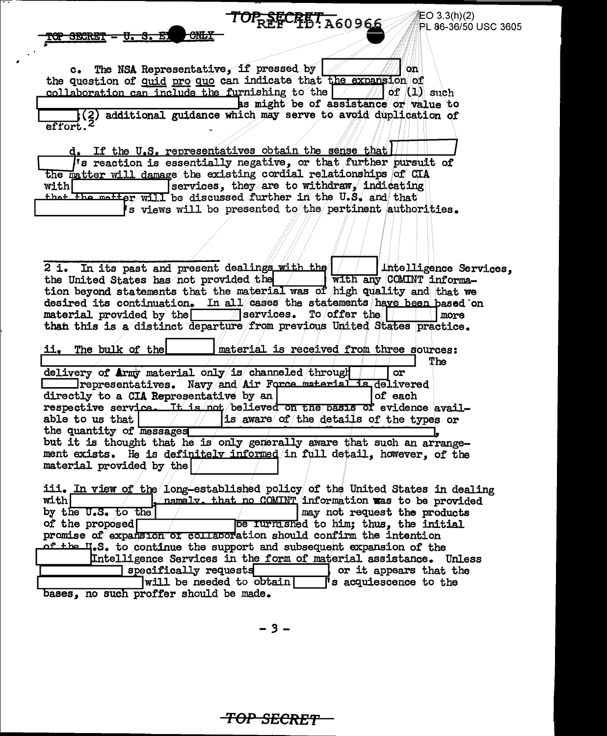TOP SECRET – U. S. E[redacted] ONLY

c. The NSA Representative, if pressed by [redacted] on the question of quid pro quo can indicate that the expansion of collaboration can include the furnishing to the [redacted] of (1) such [redacted] as might be of assistance or value to [redacted] (2) additional guidance which may serve to avoid duplication of effort.[2]

d. If the U.S. representatives obtain the sense that [redacted] 's reaction is essentially negative, or that further pursuit of the matter will damage the existing cordial relationships of CIA with [redacted] services, they are to withdraw, indicating that the matter will be discussed further in the U.S. and that [redacted] 's views will be presented to the pertinent authorities.

---

2 i. In its past and present dealings with the [redacted] Intelligence Services, the United States has not provided the [redacted] with any COMINT information beyond statements that the material was of high quality and that we desired its continuation. In all cases the statements have been based on material provided by the [redacted] services. To offer the [redacted] more than this is a distinct departure from previous United States practice.

ii. The bulk of the [redacted] material is received from three sources: [redacted] The delivery of Army material only is channeled through [redacted] or [redacted] representatives. Navy and Air Force material is delivered directly to a CIA Representative by an [redacted] of each respective service. It is not believed on the basis of evidence available to us that [redacted] is aware of the details of the types or the quantity of messages [redacted], but it is thought that he is only generally aware that such an arrangement exists. He is definitely informed in full detail, however, of the material provided by the [redacted]

iii. In view of the long-established policy of the United States in dealing with [redacted], namely, that no COMINT information was to be provided by the U.S. to the [redacted] may not request the products of the proposed [redacted] be furnished to him; thus, the initial promise of expansion of collaboration should confirm the intention of the U.S. to continue the support and subsequent expansion of the [redacted] Intelligence Services in the form of material assistance. Unless [redacted] specifically requests [redacted], or it appears that the [redacted] will be needed to obtain [redacted]'s acquiescence to the bases, no such proffer should be made.

TOP SECRET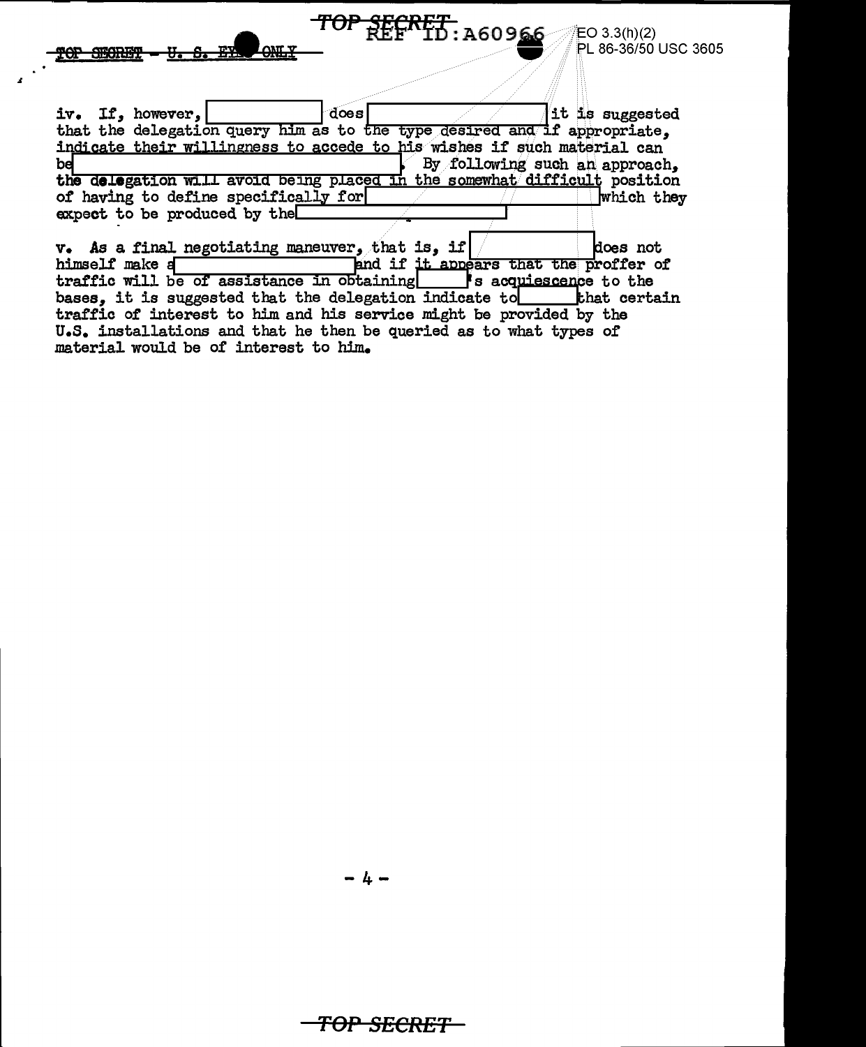TOP SECRET - U. S. EYES ONLY

EO 3.3(h)(2)
PL 86-36/50 USC 3605

iv. If, however, [REDACTED] does [REDACTED] it is suggested that the delegation query him as to the type desired and if appropriate, indicate their willingness to accede to his wishes if such material can be [REDACTED]. By following such an approach, the delegation will avoid being placed in the somewhat difficult position of having to define specifically for [REDACTED] which they expect to be produced by the [REDACTED]

v. As a final negotiating maneuver, that is, if [REDACTED] does not himself make a [REDACTED] and if it appears that the proffer of traffic will be of assistance in obtaining [REDACTED]'s acquiescence to the bases, it is suggested that the delegation indicate to [REDACTED] that certain traffic of interest to him and his service might be provided by the U.S. installations and that he then be queried as to what types of material would be of interest to him.

TOP SECRET